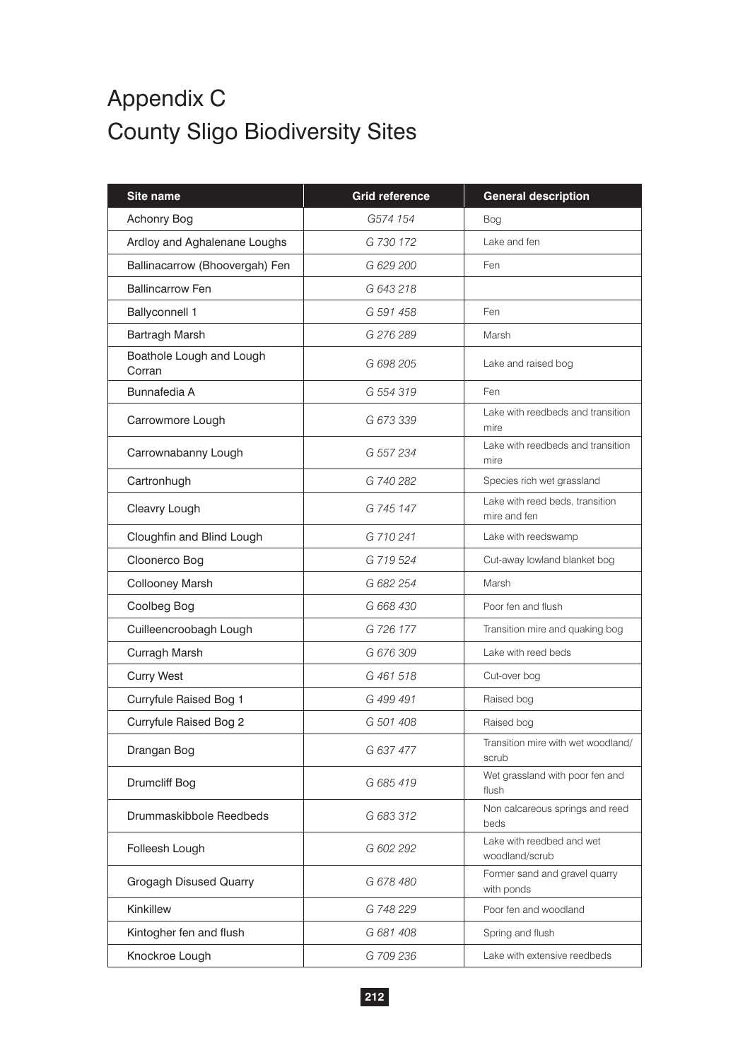# Appendix C

# County Sligo Biodiversity Sites

| Site name | Grid reference | General description |
|---|---|---|
| Achonry Bog | G574 154 | Bog |
| Ardloy and Aghalenane Loughs | G 730 172 | Lake and fen |
| Ballinacarrow (Bhoovergah) Fen | G 629 200 | Fen |
| Ballincarrow Fen | G 643 218 | |
| Ballyconnell 1 | G 591 458 | Fen |
| Bartragh Marsh | G 276 289 | Marsh |
| Boathole Lough and Lough Corran | G 698 205 | Lake and raised bog |
| Bunnafedia A | G 554 319 | Fen |
| Carrowmore Lough | G 673 339 | Lake with reedbeds and transition mire |
| Carrownabanny Lough | G 557 234 | Lake with reedbeds and transition mire |
| Cartronhugh | G 740 282 | Species rich wet grassland |
| Cleavry Lough | G 745 147 | Lake with reed beds, transition mire and fen |
| Cloughfin and Blind Lough | G 710 241 | Lake with reedswamp |
| Cloonerco Bog | G 719 524 | Cut-away lowland blanket bog |
| Collooney Marsh | G 682 254 | Marsh |
| Coolbeg Bog | G 668 430 | Poor fen and flush |
| Cuilleencroobagh Lough | G 726 177 | Transition mire and quaking bog |
| Curragh Marsh | G 676 309 | Lake with reed beds |
| Curry West | G 461 518 | Cut-over bog |
| Curryfule Raised Bog 1 | G 499 491 | Raised bog |
| Curryfule Raised Bog 2 | G 501 408 | Raised bog |
| Drangan Bog | G 637 477 | Transition mire with wet woodland/ scrub |
| Drumcliff Bog | G 685 419 | Wet grassland with poor fen and flush |
| Drummaskibbole Reedbeds | G 683 312 | Non calcareous springs and reed beds |
| Folleesh Lough | G 602 292 | Lake with reedbed and wet woodland/scrub |
| Grogagh Disused Quarry | G 678 480 | Former sand and gravel quarry with ponds |
| Kinkillew | G 748 229 | Poor fen and woodland |
| Kintogher fen and flush | G 681 408 | Spring and flush |
| Knockroe Lough | G 709 236 | Lake with extensive reedbeds |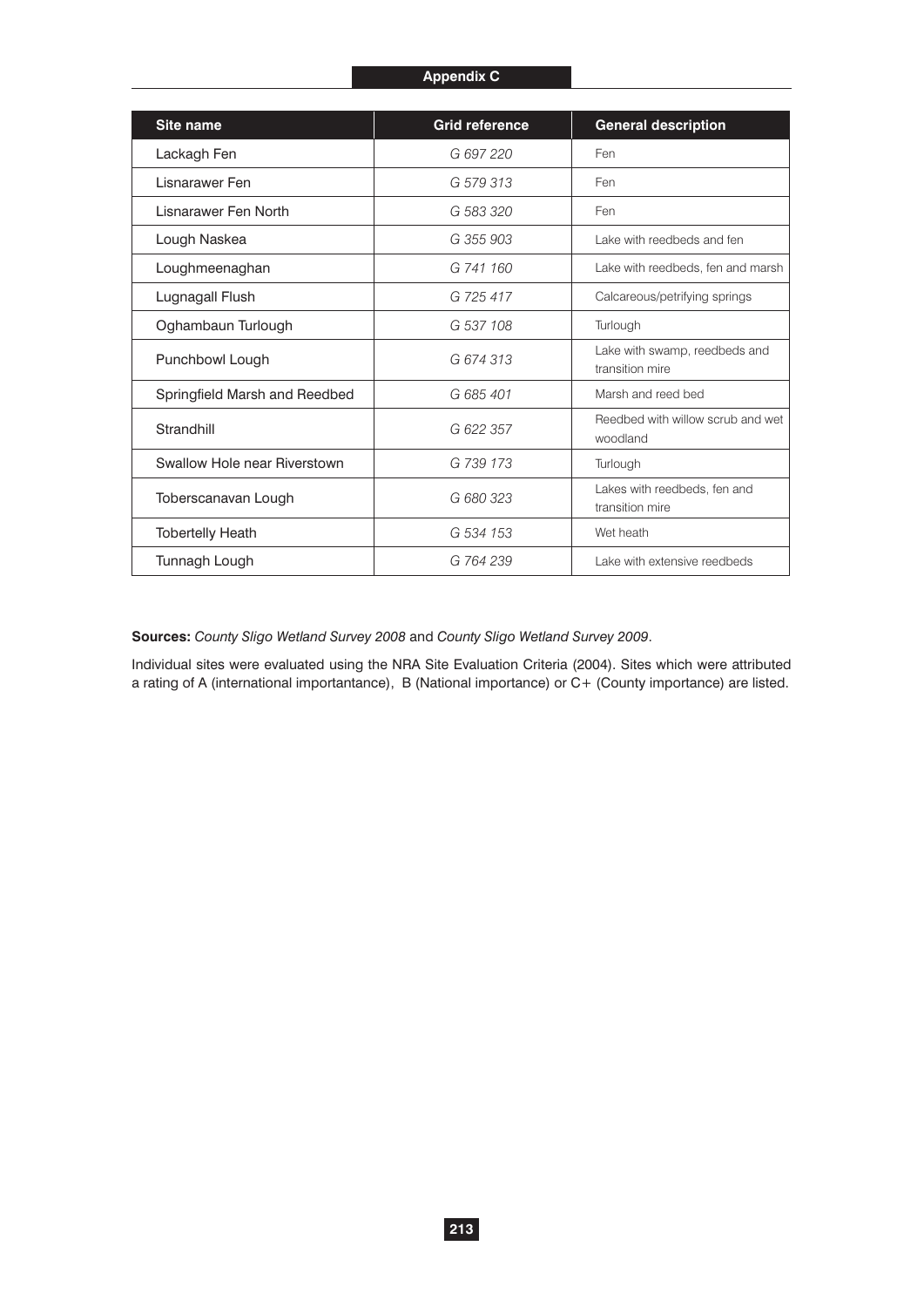| Site name | Grid reference | General description |
|---|---|---|
| Lackagh Fen | *G 697 220* | Fen |
| Lisnarawer Fen | *G 579 313* | Fen |
| Lisnarawer Fen North | *G 583 320* | Fen |
| Lough Naskea | *G 355 903* | Lake with reedbeds and fen |
| Loughmeenaghan | *G 741 160* | Lake with reedbeds, fen and marsh |
| Lugnagall Flush | *G 725 417* | Calcareous/petrifying springs |
| Oghambaun Turlough | *G 537 108* | Turlough |
| Punchbowl Lough | *G 674 313* | Lake with swamp, reedbeds and transition mire |
| Springfield Marsh and Reedbed | *G 685 401* | Marsh and reed bed |
| Strandhill | *G 622 357* | Reedbed with willow scrub and wet woodland |
| Swallow Hole near Riverstown | *G 739 173* | Turlough |
| Toberscanavan Lough | *G 680 323* | Lakes with reedbeds, fen and transition mire |
| Tobertelly Heath | *G 534 153* | Wet heath |
| Tunnagh Lough | *G 764 239* | Lake with extensive reedbeds |

**Sources:** *County Sligo Wetland Survey 2008* and *County Sligo Wetland Survey 2009*.

Individual sites were evaluated using the NRA Site Evaluation Criteria (2004). Sites which were attributed a rating of A (international importantance), B (National importance) or C+ (County importance) are listed.